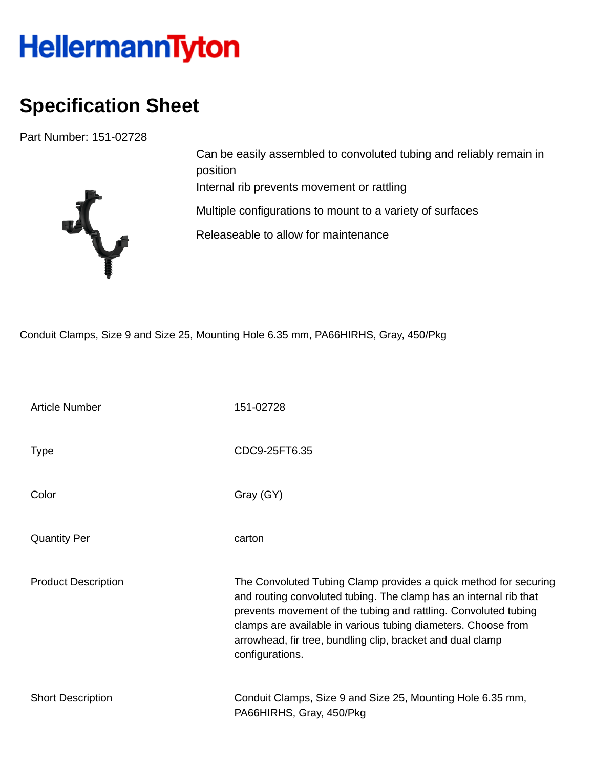HellermannTyton

# Specification Sheet

Part Number: 151-02728

Can be easily assembled to convoluted tubing and reliably remain in position

Internal rib prevents movement or rattling

Multiple configurations to mount to a variety of surfaces

Releaseable to allow for maintenance

Conduit Clamps, Size 9 and Size 25, Mounting Hole 6.35 mm, PA66HIRHS, Gray, 450/Pkg

| | |
|---|---|
| Article Number | 151-02728 |
| Type | CDC9-25FT6.35 |
| Color | Gray (GY) |
| Quantity Per | carton |
| Product Description | The Convoluted Tubing Clamp provides a quick method for securing and routing convoluted tubing. The clamp has an internal rib that prevents movement of the tubing and rattling. Convoluted tubing clamps are available in various tubing diameters. Choose from arrowhead, fir tree, bundling clip, bracket and dual clamp configurations. |
| Short Description | Conduit Clamps, Size 9 and Size 25, Mounting Hole 6.35 mm, PA66HIRHS, Gray, 450/Pkg |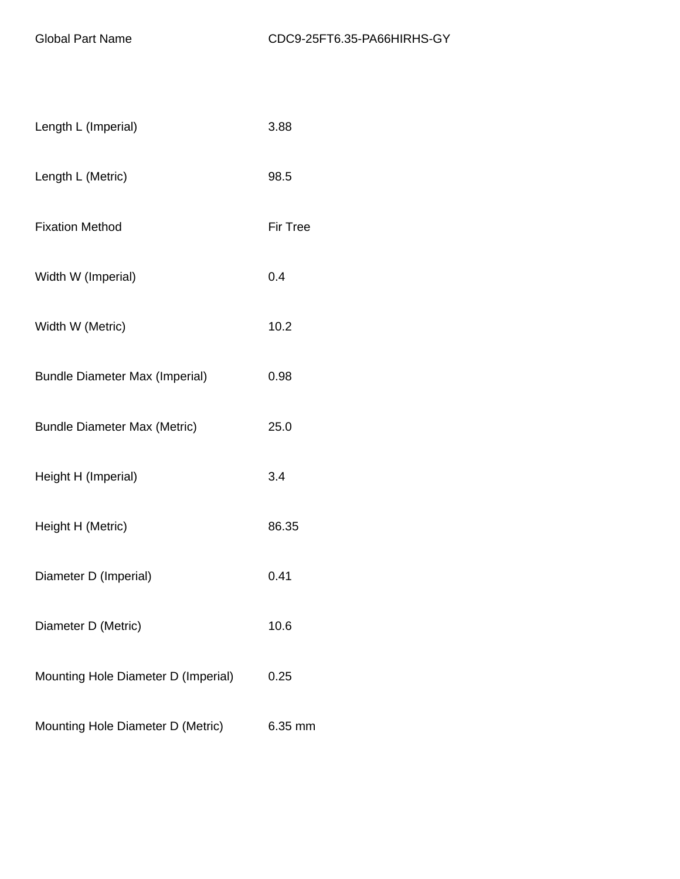| Global Part Name | CDC9-25FT6.35-PA66HIRHS-GY |
|---|---|
| Length L (Imperial) | 3.88 |
| Length L (Metric) | 98.5 |
| Fixation Method | Fir Tree |
| Width W (Imperial) | 0.4 |
| Width W (Metric) | 10.2 |
| Bundle Diameter Max (Imperial) | 0.98 |
| Bundle Diameter Max (Metric) | 25.0 |
| Height H (Imperial) | 3.4 |
| Height H (Metric) | 86.35 |
| Diameter D (Imperial) | 0.41 |
| Diameter D (Metric) | 10.6 |
| Mounting Hole Diameter D (Imperial) | 0.25 |
| Mounting Hole Diameter D (Metric) | 6.35 mm |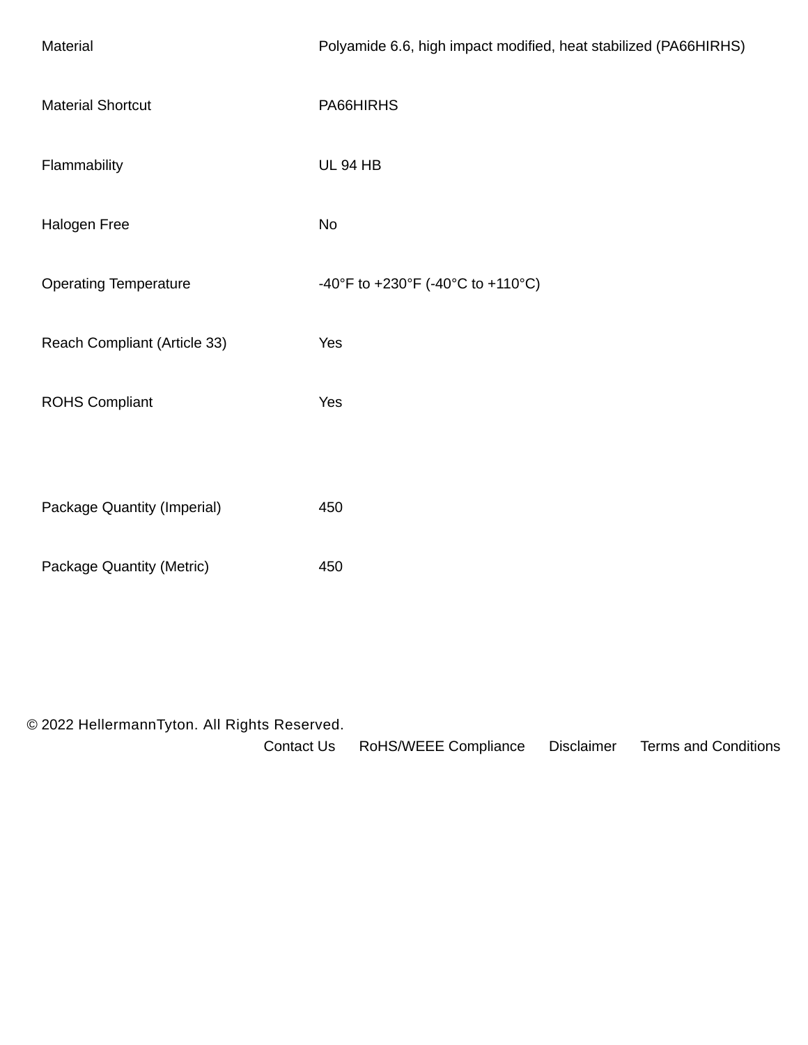| | |
|---|---|
| Material | Polyamide 6.6, high impact modified, heat stabilized (PA66HIRHS) |
| Material Shortcut | PA66HIRHS |
| Flammability | UL 94 HB |
| Halogen Free | No |
| Operating Temperature | -40°F to +230°F (-40°C to +110°C) |
| Reach Compliant (Article 33) | Yes |
| ROHS Compliant | Yes |

| | |
|---|---|
| Package Quantity (Imperial) | 450 |
| Package Quantity (Metric) | 450 |

© 2022 HellermannTyton. All Rights Reserved.

Contact Us RoHS/WEEE Compliance Disclaimer Terms and Conditions